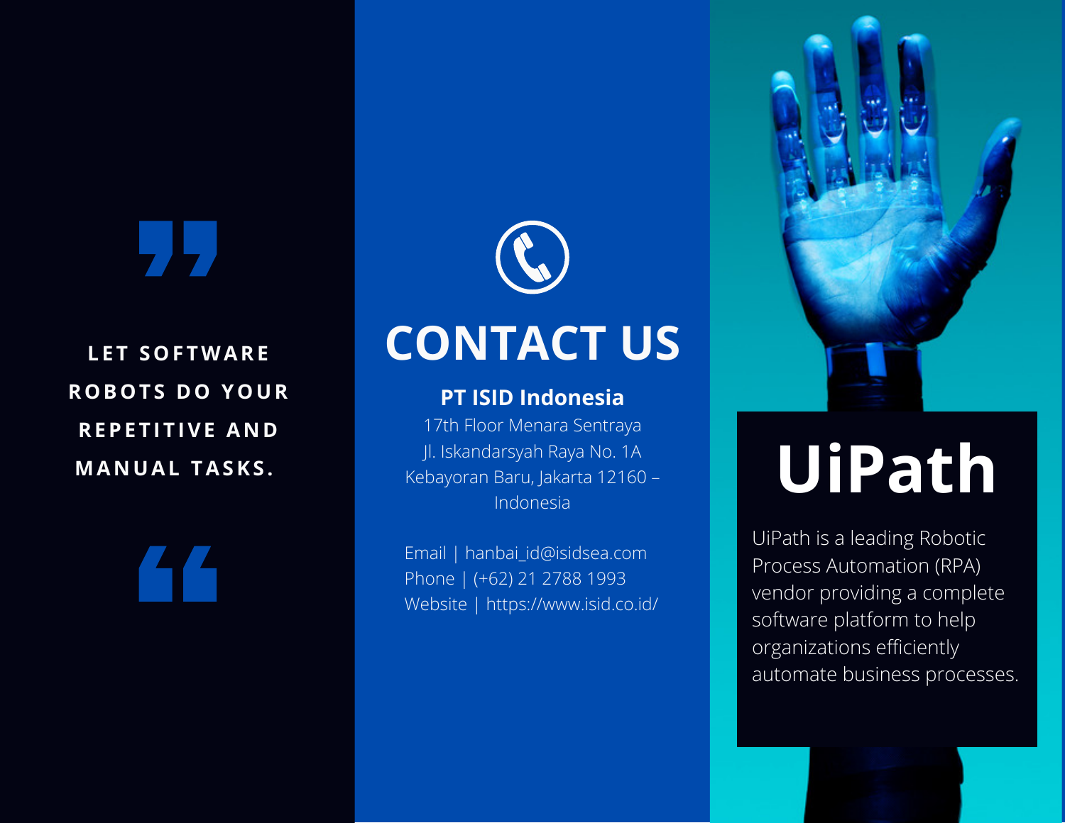"LET SOFTWARE ROBOTS DO YOUR REPETITIVE AND MANUAL TASKS."

# CONTACT US

**PT ISID Indonesia**

17th Floor Menara Sentraya
Jl. Iskandarsyah Raya No. 1A
Kebayoran Baru, Jakarta 12160 – Indonesia

Email | hanbai_id@isidsea.com
Phone | (+62) 21 2788 1993
Website | https://www.isid.co.id/

# UiPath

UiPath is a leading Robotic Process Automation (RPA) vendor providing a complete software platform to help organizations efficiently automate business processes.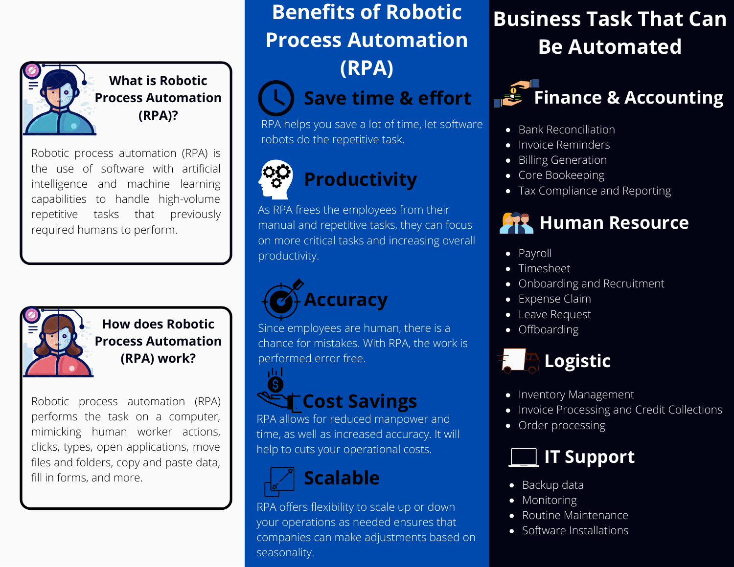## What is Robotic Process Automation (RPA)?

Robotic process automation (RPA) is the use of software with artificial intelligence and machine learning capabilities to handle high-volume repetitive tasks that previously required humans to perform.

## How does Robotic Process Automation (RPA) work?

Robotic process automation (RPA) performs the task on a computer, mimicking human worker actions, clicks, types, open applications, move files and folders, copy and paste data, fill in forms, and more.

# Benefits of Robotic Process Automation (RPA)

### Save time & effort

RPA helps you save a lot of time, let software robots do the repetitive task.

### Productivity

As RPA frees the employees from their manual and repetitive tasks, they can focus on more critical tasks and increasing overall productivity.

### Accuracy

Since employees are human, there is a chance for mistakes. With RPA, the work is performed error free.

### Cost Savings

RPA allows for reduced manpower and time, as well as increased accuracy. It will help to cuts your operational costs.

### Scalable

RPA offers flexibility to scale up or down your operations as needed ensures that companies can make adjustments based on seasonality.

# Business Task That Can Be Automated

### Finance & Accounting

- Bank Reconciliation
- Invoice Reminders
- Billing Generation
- Core Bookeeping
- Tax Compliance and Reporting

### Human Resource

- Payroll
- Timesheet
- Onboarding and Recruitment
- Expense Claim
- Leave Request
- Offboarding

### Logistic

- Inventory Management
- Invoice Processing and Credit Collections
- Order processing

### IT Support

- Backup data
- Monitoring
- Routine Maintenance
- Software Installations